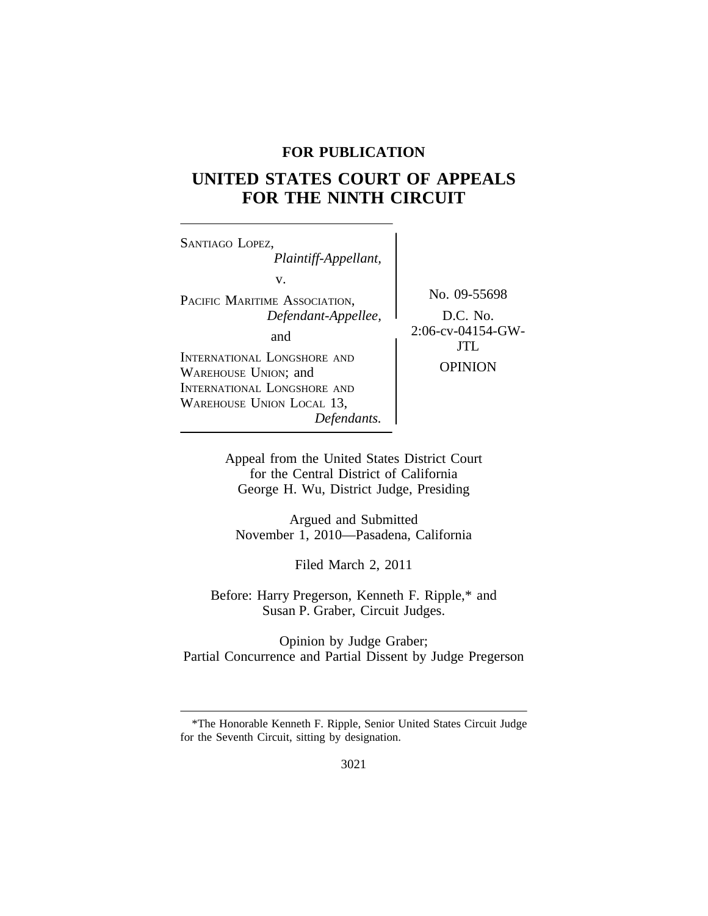**FOR PUBLICATION**

# UNITED STATES COURT OF APPEALS FOR THE NINTH CIRCUIT

SANTIAGO LOPEZ,
*Plaintiff-Appellant,*

v.

PACIFIC MARITIME ASSOCIATION,
*Defendant-Appellee,*

and

INTERNATIONAL LONGSHORE AND WAREHOUSE UNION; and INTERNATIONAL LONGSHORE AND WAREHOUSE UNION LOCAL 13,
*Defendants.*

No. 09-55698

D.C. No. 2:06-cv-04154-GW-JTL

OPINION

Appeal from the United States District Court for the Central District of California
George H. Wu, District Judge, Presiding

Argued and Submitted
November 1, 2010—Pasadena, California

Filed March 2, 2011

Before: Harry Pregerson, Kenneth F. Ripple,* and Susan P. Graber, Circuit Judges.

Opinion by Judge Graber;
Partial Concurrence and Partial Dissent by Judge Pregerson

---

*The Honorable Kenneth F. Ripple, Senior United States Circuit Judge for the Seventh Circuit, sitting by designation.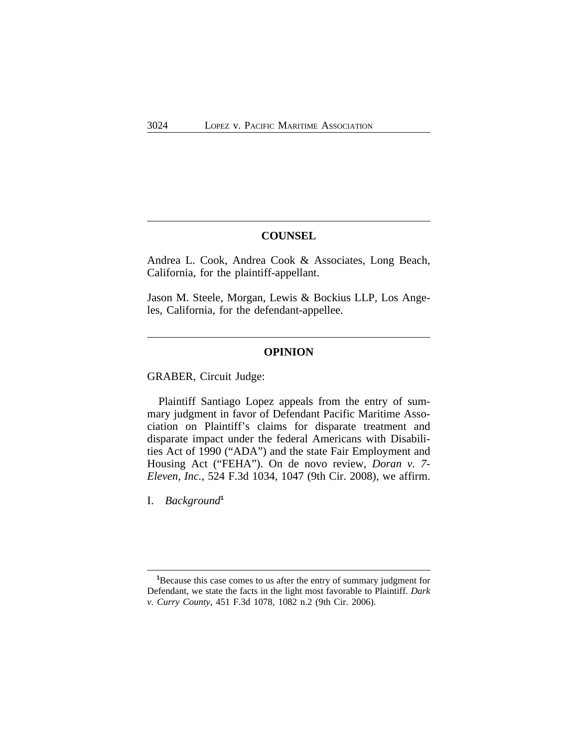## COUNSEL

Andrea L. Cook, Andrea Cook & Associates, Long Beach, California, for the plaintiff-appellant.

Jason M. Steele, Morgan, Lewis & Bockius LLP, Los Angeles, California, for the defendant-appellee.

## OPINION

GRABER, Circuit Judge:

Plaintiff Santiago Lopez appeals from the entry of summary judgment in favor of Defendant Pacific Maritime Association on Plaintiff's claims for disparate treatment and disparate impact under the federal Americans with Disabilities Act of 1990 ("ADA") and the state Fair Employment and Housing Act ("FEHA"). On de novo review, *Doran v. 7-Eleven, Inc.*, 524 F.3d 1034, 1047 (9th Cir. 2008), we affirm.

I. *Background*[1]

[1]Because this case comes to us after the entry of summary judgment for Defendant, we state the facts in the light most favorable to Plaintiff. *Dark v. Curry County*, 451 F.3d 1078, 1082 n.2 (9th Cir. 2006).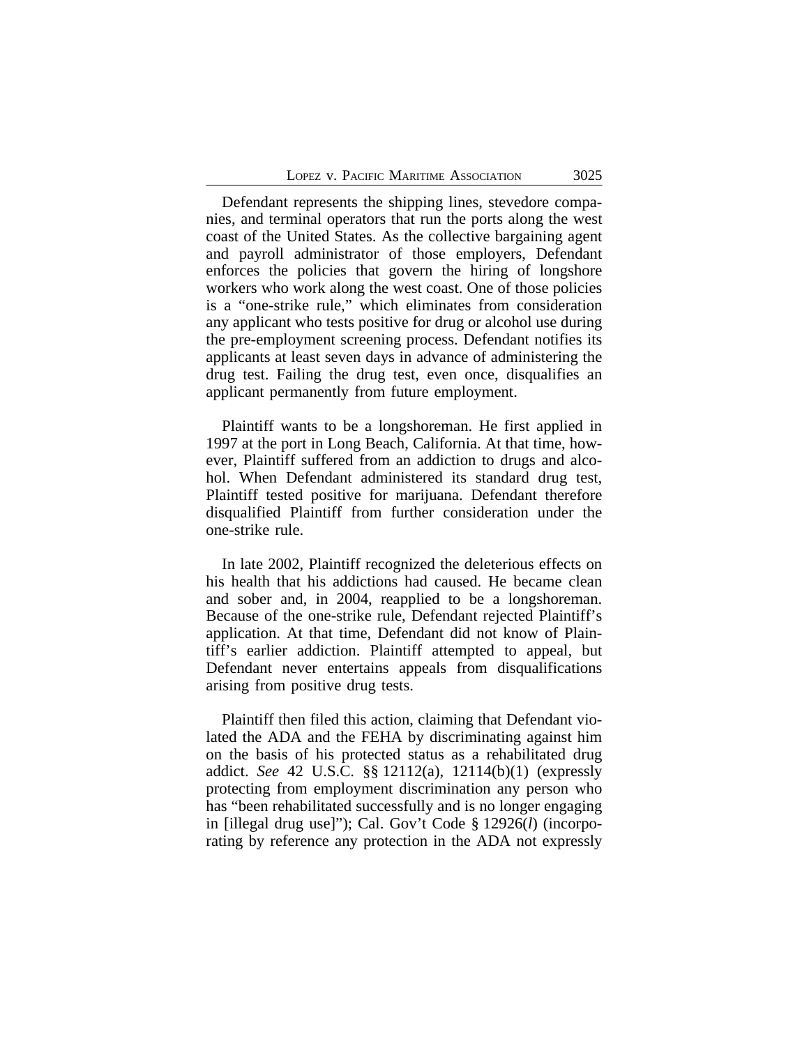Defendant represents the shipping lines, stevedore companies, and terminal operators that run the ports along the west coast of the United States. As the collective bargaining agent and payroll administrator of those employers, Defendant enforces the policies that govern the hiring of longshore workers who work along the west coast. One of those policies is a "one-strike rule," which eliminates from consideration any applicant who tests positive for drug or alcohol use during the pre-employment screening process. Defendant notifies its applicants at least seven days in advance of administering the drug test. Failing the drug test, even once, disqualifies an applicant permanently from future employment.

Plaintiff wants to be a longshoreman. He first applied in 1997 at the port in Long Beach, California. At that time, however, Plaintiff suffered from an addiction to drugs and alcohol. When Defendant administered its standard drug test, Plaintiff tested positive for marijuana. Defendant therefore disqualified Plaintiff from further consideration under the one-strike rule.

In late 2002, Plaintiff recognized the deleterious effects on his health that his addictions had caused. He became clean and sober and, in 2004, reapplied to be a longshoreman. Because of the one-strike rule, Defendant rejected Plaintiff's application. At that time, Defendant did not know of Plaintiff's earlier addiction. Plaintiff attempted to appeal, but Defendant never entertains appeals from disqualifications arising from positive drug tests.

Plaintiff then filed this action, claiming that Defendant violated the ADA and the FEHA by discriminating against him on the basis of his protected status as a rehabilitated drug addict. *See* 42 U.S.C. §§ 12112(a), 12114(b)(1) (expressly protecting from employment discrimination any person who has "been rehabilitated successfully and is no longer engaging in [illegal drug use]"); Cal. Gov't Code § 12926(*l*) (incorporating by reference any protection in the ADA not expressly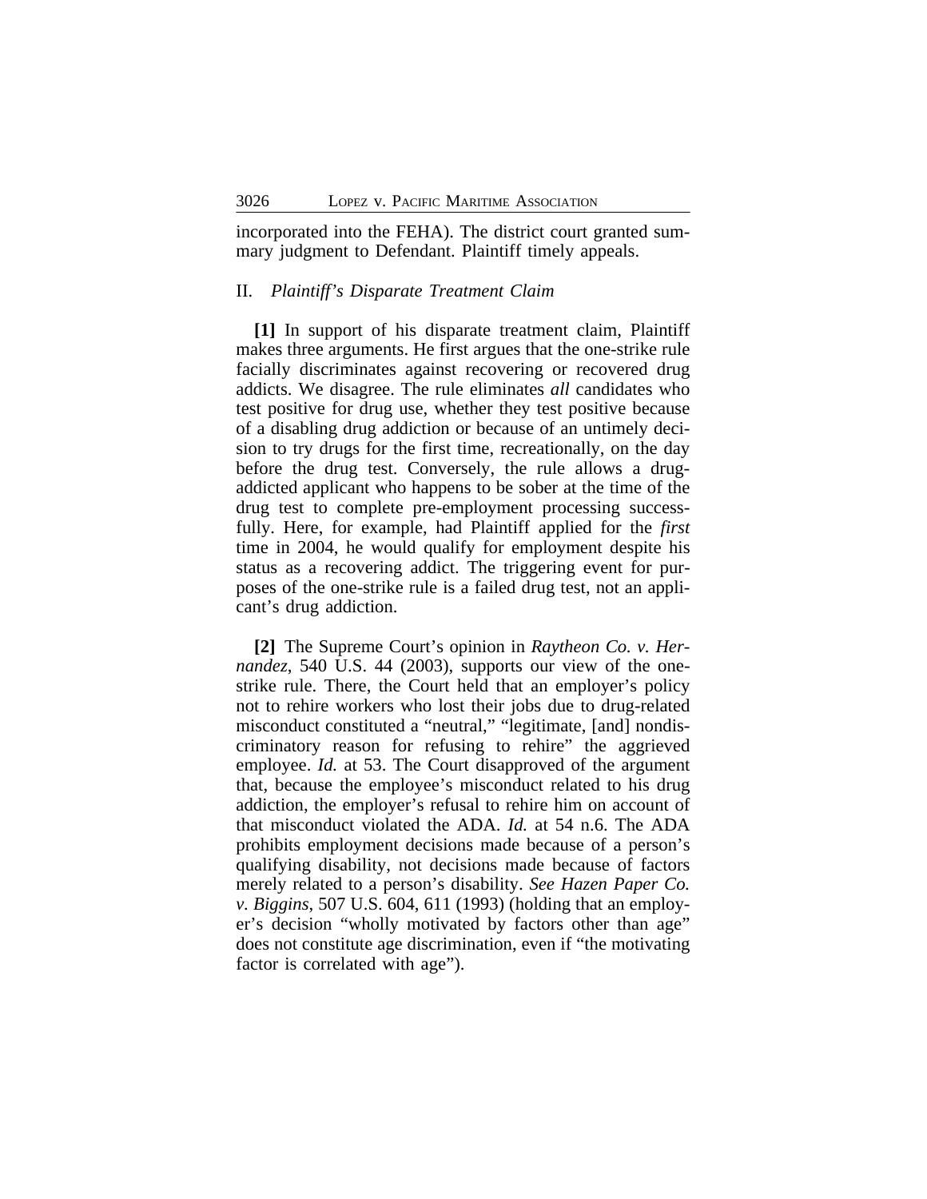incorporated into the FEHA). The district court granted summary judgment to Defendant. Plaintiff timely appeals.

## II. *Plaintiff's Disparate Treatment Claim*

**[1]** In support of his disparate treatment claim, Plaintiff makes three arguments. He first argues that the one-strike rule facially discriminates against recovering or recovered drug addicts. We disagree. The rule eliminates *all* candidates who test positive for drug use, whether they test positive because of a disabling drug addiction or because of an untimely decision to try drugs for the first time, recreationally, on the day before the drug test. Conversely, the rule allows a drug-addicted applicant who happens to be sober at the time of the drug test to complete pre-employment processing successfully. Here, for example, had Plaintiff applied for the *first* time in 2004, he would qualify for employment despite his status as a recovering addict. The triggering event for purposes of the one-strike rule is a failed drug test, not an applicant's drug addiction.

**[2]** The Supreme Court's opinion in *Raytheon Co. v. Hernandez*, 540 U.S. 44 (2003), supports our view of the one-strike rule. There, the Court held that an employer's policy not to rehire workers who lost their jobs due to drug-related misconduct constituted a "neutral," "legitimate, [and] nondiscriminatory reason for refusing to rehire" the aggrieved employee. *Id.* at 53. The Court disapproved of the argument that, because the employee's misconduct related to his drug addiction, the employer's refusal to rehire him on account of that misconduct violated the ADA. *Id.* at 54 n.6. The ADA prohibits employment decisions made because of a person's qualifying disability, not decisions made because of factors merely related to a person's disability. *See Hazen Paper Co. v. Biggins*, 507 U.S. 604, 611 (1993) (holding that an employer's decision "wholly motivated by factors other than age" does not constitute age discrimination, even if "the motivating factor is correlated with age").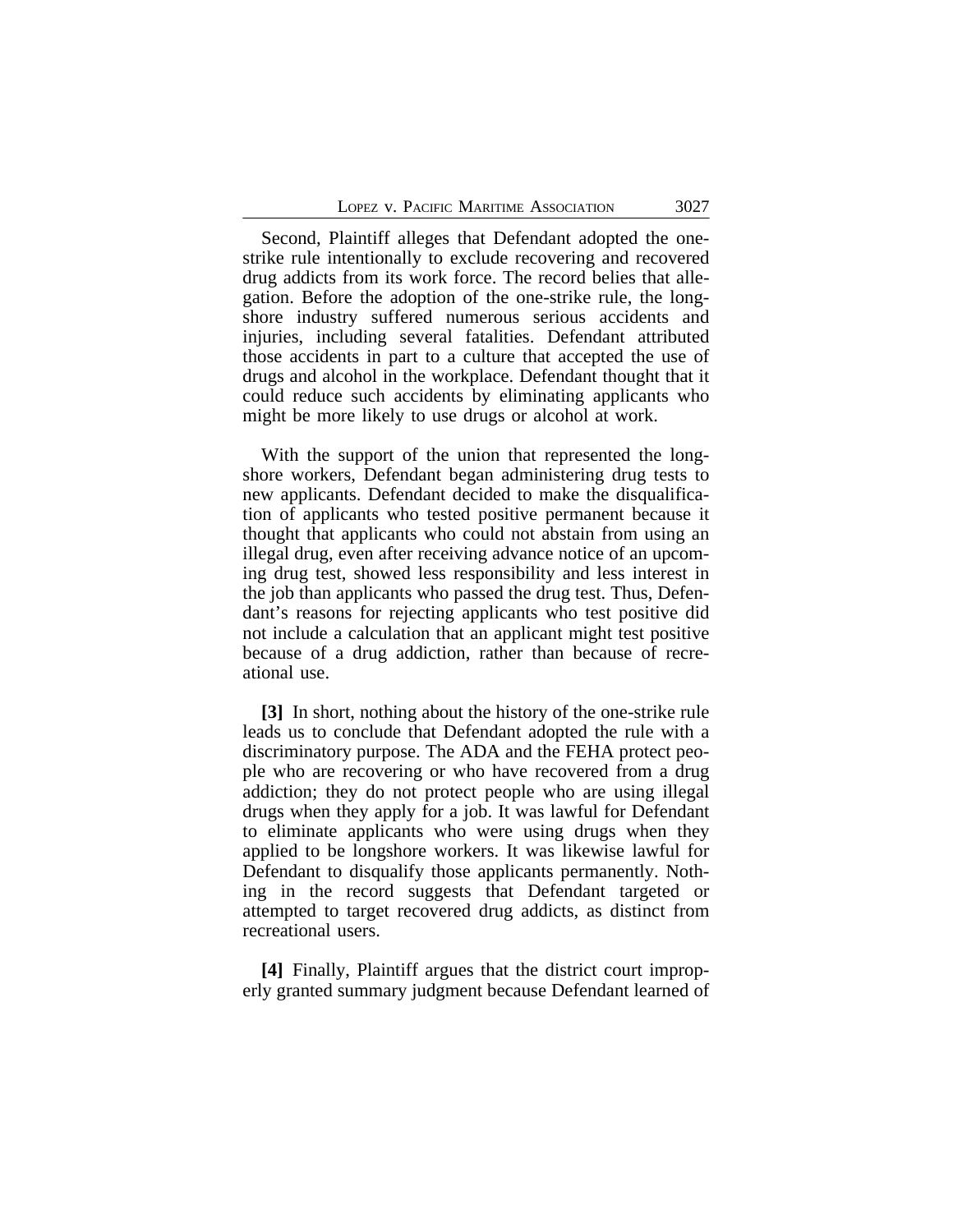Second, Plaintiff alleges that Defendant adopted the one-strike rule intentionally to exclude recovering and recovered drug addicts from its work force. The record belies that allegation. Before the adoption of the one-strike rule, the longshore industry suffered numerous serious accidents and injuries, including several fatalities. Defendant attributed those accidents in part to a culture that accepted the use of drugs and alcohol in the workplace. Defendant thought that it could reduce such accidents by eliminating applicants who might be more likely to use drugs or alcohol at work.

With the support of the union that represented the longshore workers, Defendant began administering drug tests to new applicants. Defendant decided to make the disqualification of applicants who tested positive permanent because it thought that applicants who could not abstain from using an illegal drug, even after receiving advance notice of an upcoming drug test, showed less responsibility and less interest in the job than applicants who passed the drug test. Thus, Defendant's reasons for rejecting applicants who test positive did not include a calculation that an applicant might test positive because of a drug addiction, rather than because of recreational use.

**[3]** In short, nothing about the history of the one-strike rule leads us to conclude that Defendant adopted the rule with a discriminatory purpose. The ADA and the FEHA protect people who are recovering or who have recovered from a drug addiction; they do not protect people who are using illegal drugs when they apply for a job. It was lawful for Defendant to eliminate applicants who were using drugs when they applied to be longshore workers. It was likewise lawful for Defendant to disqualify those applicants permanently. Nothing in the record suggests that Defendant targeted or attempted to target recovered drug addicts, as distinct from recreational users.

**[4]** Finally, Plaintiff argues that the district court improperly granted summary judgment because Defendant learned of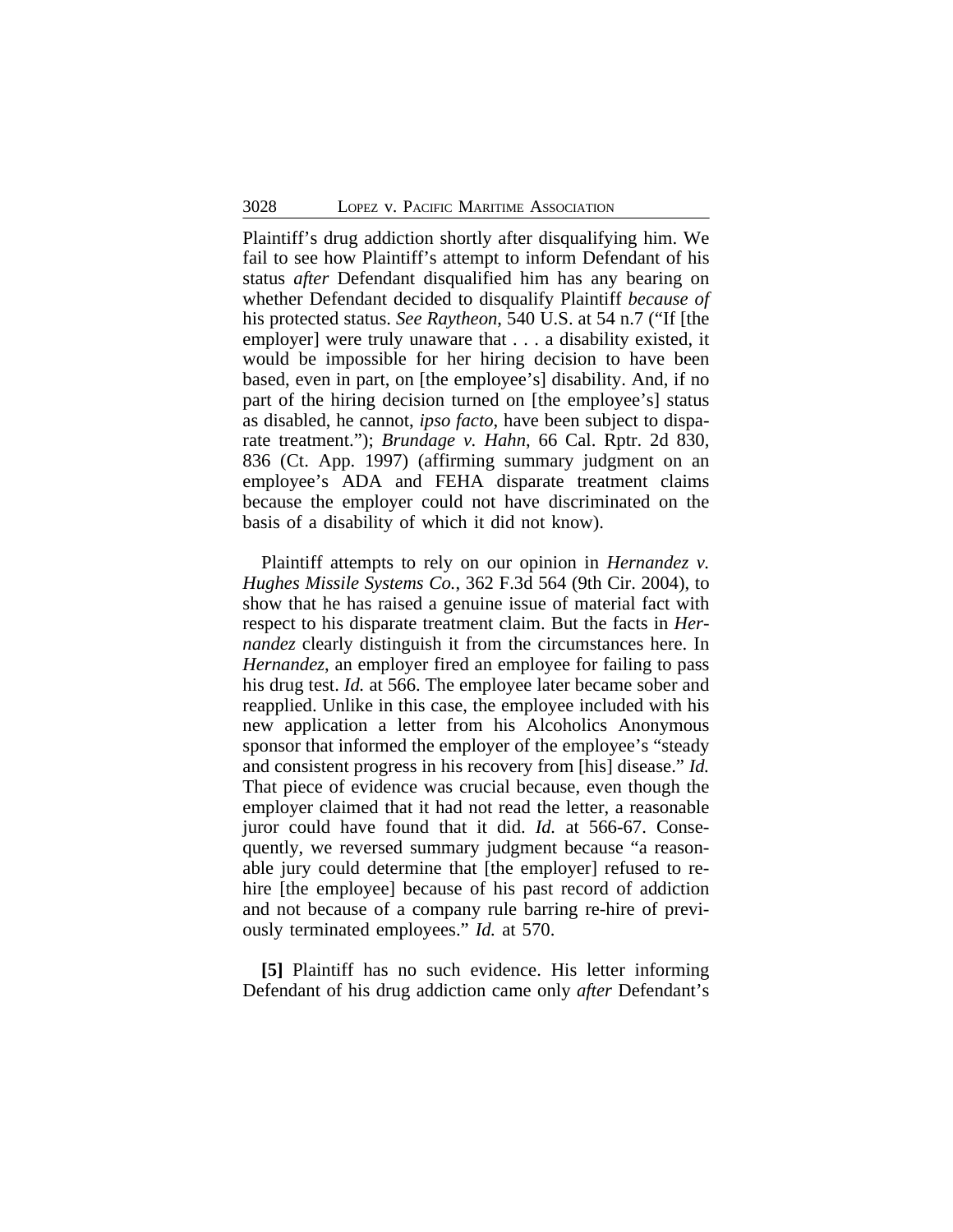Plaintiff's drug addiction shortly after disqualifying him. We fail to see how Plaintiff's attempt to inform Defendant of his status *after* Defendant disqualified him has any bearing on whether Defendant decided to disqualify Plaintiff *because of* his protected status. *See Raytheon*, 540 U.S. at 54 n.7 ("If [the employer] were truly unaware that . . . a disability existed, it would be impossible for her hiring decision to have been based, even in part, on [the employee's] disability. And, if no part of the hiring decision turned on [the employee's] status as disabled, he cannot, *ipso facto*, have been subject to disparate treatment."); *Brundage v. Hahn*, 66 Cal. Rptr. 2d 830, 836 (Ct. App. 1997) (affirming summary judgment on an employee's ADA and FEHA disparate treatment claims because the employer could not have discriminated on the basis of a disability of which it did not know).

Plaintiff attempts to rely on our opinion in *Hernandez v. Hughes Missile Systems Co.*, 362 F.3d 564 (9th Cir. 2004), to show that he has raised a genuine issue of material fact with respect to his disparate treatment claim. But the facts in *Hernandez* clearly distinguish it from the circumstances here. In *Hernandez*, an employer fired an employee for failing to pass his drug test. *Id.* at 566. The employee later became sober and reapplied. Unlike in this case, the employee included with his new application a letter from his Alcoholics Anonymous sponsor that informed the employer of the employee's "steady and consistent progress in his recovery from [his] disease." *Id.* That piece of evidence was crucial because, even though the employer claimed that it had not read the letter, a reasonable juror could have found that it did. *Id.* at 566-67. Consequently, we reversed summary judgment because "a reasonable jury could determine that [the employer] refused to rehire [the employee] because of his past record of addiction and not because of a company rule barring re-hire of previously terminated employees." *Id.* at 570.

**[5]** Plaintiff has no such evidence. His letter informing Defendant of his drug addiction came only *after* Defendant's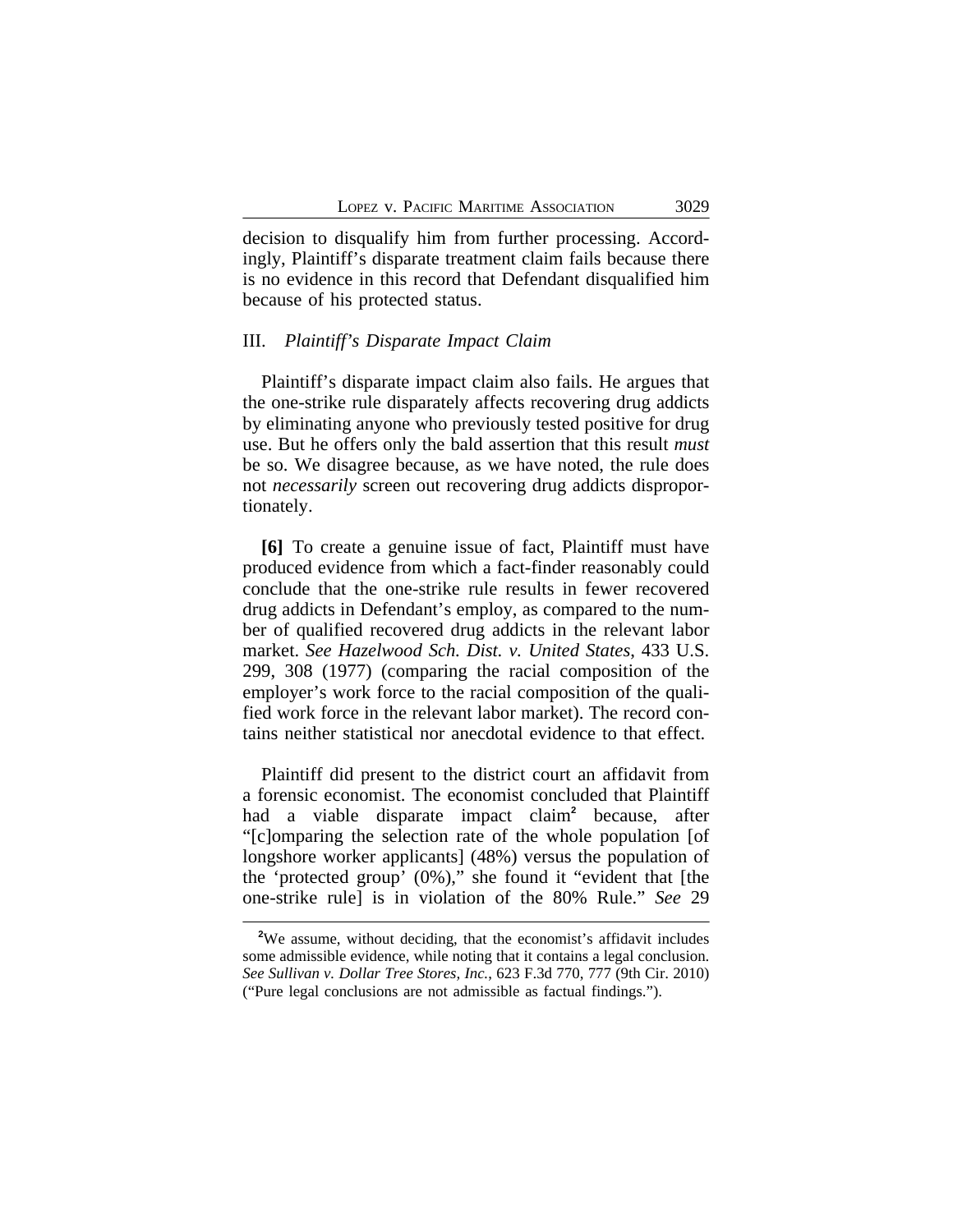decision to disqualify him from further processing. Accordingly, Plaintiff's disparate treatment claim fails because there is no evidence in this record that Defendant disqualified him because of his protected status.

## III. *Plaintiff's Disparate Impact Claim*

Plaintiff's disparate impact claim also fails. He argues that the one-strike rule disparately affects recovering drug addicts by eliminating anyone who previously tested positive for drug use. But he offers only the bald assertion that this result *must* be so. We disagree because, as we have noted, the rule does not *necessarily* screen out recovering drug addicts disproportionately.

**[6]** To create a genuine issue of fact, Plaintiff must have produced evidence from which a fact-finder reasonably could conclude that the one-strike rule results in fewer recovered drug addicts in Defendant's employ, as compared to the number of qualified recovered drug addicts in the relevant labor market. *See Hazelwood Sch. Dist. v. United States*, 433 U.S. 299, 308 (1977) (comparing the racial composition of the employer's work force to the racial composition of the qualified work force in the relevant labor market). The record contains neither statistical nor anecdotal evidence to that effect.

Plaintiff did present to the district court an affidavit from a forensic economist. The economist concluded that Plaintiff had a viable disparate impact claim[2] because, after "[c]omparing the selection rate of the whole population [of longshore worker applicants] (48%) versus the population of the 'protected group' (0%)," she found it "evident that [the one-strike rule] is in violation of the 80% Rule." *See* 29

---

[2]We assume, without deciding, that the economist's affidavit includes some admissible evidence, while noting that it contains a legal conclusion. *See Sullivan v. Dollar Tree Stores, Inc.*, 623 F.3d 770, 777 (9th Cir. 2010) ("Pure legal conclusions are not admissible as factual findings.").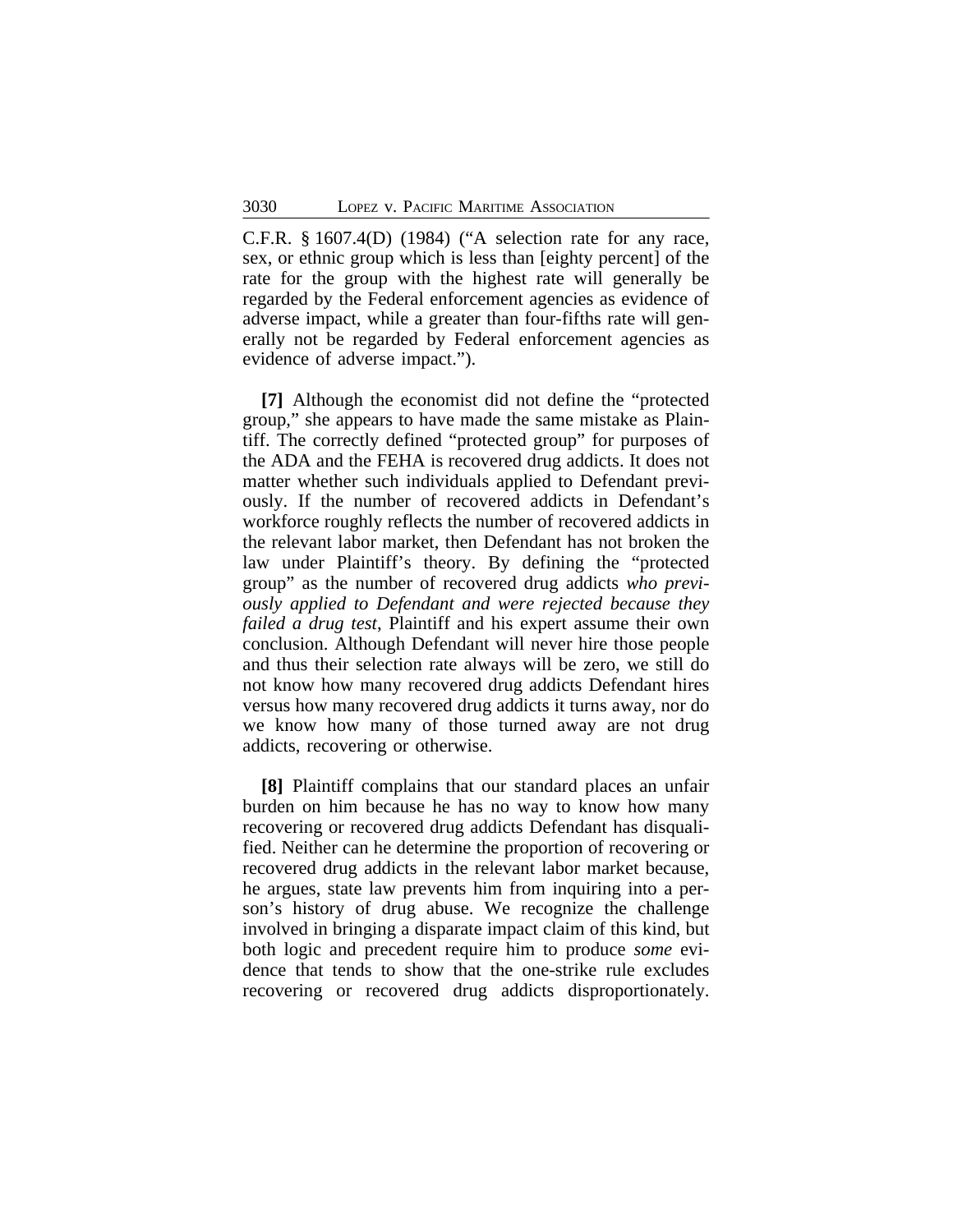C.F.R. § 1607.4(D) (1984) ("A selection rate for any race, sex, or ethnic group which is less than [eighty percent] of the rate for the group with the highest rate will generally be regarded by the Federal enforcement agencies as evidence of adverse impact, while a greater than four-fifths rate will generally not be regarded by Federal enforcement agencies as evidence of adverse impact.").

**[7]** Although the economist did not define the "protected group," she appears to have made the same mistake as Plaintiff. The correctly defined "protected group" for purposes of the ADA and the FEHA is recovered drug addicts. It does not matter whether such individuals applied to Defendant previously. If the number of recovered addicts in Defendant's workforce roughly reflects the number of recovered addicts in the relevant labor market, then Defendant has not broken the law under Plaintiff's theory. By defining the "protected group" as the number of recovered drug addicts *who previously applied to Defendant and were rejected because they failed a drug test*, Plaintiff and his expert assume their own conclusion. Although Defendant will never hire those people and thus their selection rate always will be zero, we still do not know how many recovered drug addicts Defendant hires versus how many recovered drug addicts it turns away, nor do we know how many of those turned away are not drug addicts, recovering or otherwise.

**[8]** Plaintiff complains that our standard places an unfair burden on him because he has no way to know how many recovering or recovered drug addicts Defendant has disqualified. Neither can he determine the proportion of recovering or recovered drug addicts in the relevant labor market because, he argues, state law prevents him from inquiring into a person's history of drug abuse. We recognize the challenge involved in bringing a disparate impact claim of this kind, but both logic and precedent require him to produce *some* evidence that tends to show that the one-strike rule excludes recovering or recovered drug addicts disproportionately.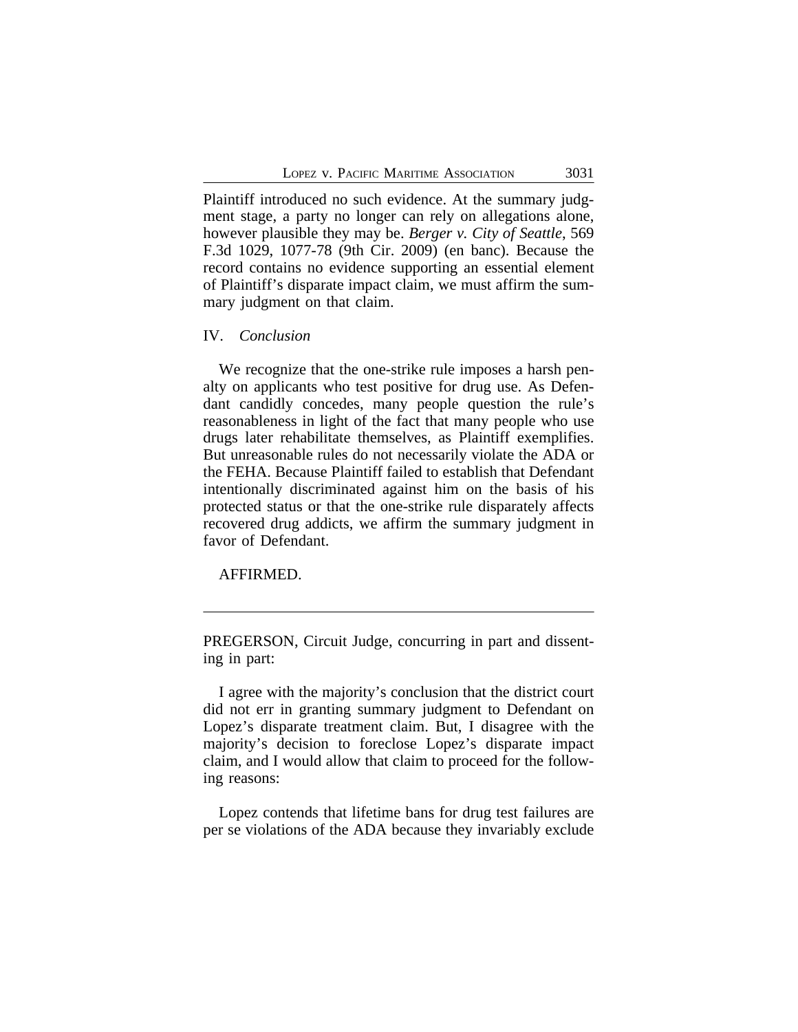Plaintiff introduced no such evidence. At the summary judgment stage, a party no longer can rely on allegations alone, however plausible they may be. *Berger v. City of Seattle*, 569 F.3d 1029, 1077-78 (9th Cir. 2009) (en banc). Because the record contains no evidence supporting an essential element of Plaintiff's disparate impact claim, we must affirm the summary judgment on that claim.

## IV. *Conclusion*

We recognize that the one-strike rule imposes a harsh penalty on applicants who test positive for drug use. As Defendant candidly concedes, many people question the rule's reasonableness in light of the fact that many people who use drugs later rehabilitate themselves, as Plaintiff exemplifies. But unreasonable rules do not necessarily violate the ADA or the FEHA. Because Plaintiff failed to establish that Defendant intentionally discriminated against him on the basis of his protected status or that the one-strike rule disparately affects recovered drug addicts, we affirm the summary judgment in favor of Defendant.

AFFIRMED.

---

PREGERSON, Circuit Judge, concurring in part and dissenting in part:

I agree with the majority's conclusion that the district court did not err in granting summary judgment to Defendant on Lopez's disparate treatment claim. But, I disagree with the majority's decision to foreclose Lopez's disparate impact claim, and I would allow that claim to proceed for the following reasons:

Lopez contends that lifetime bans for drug test failures are per se violations of the ADA because they invariably exclude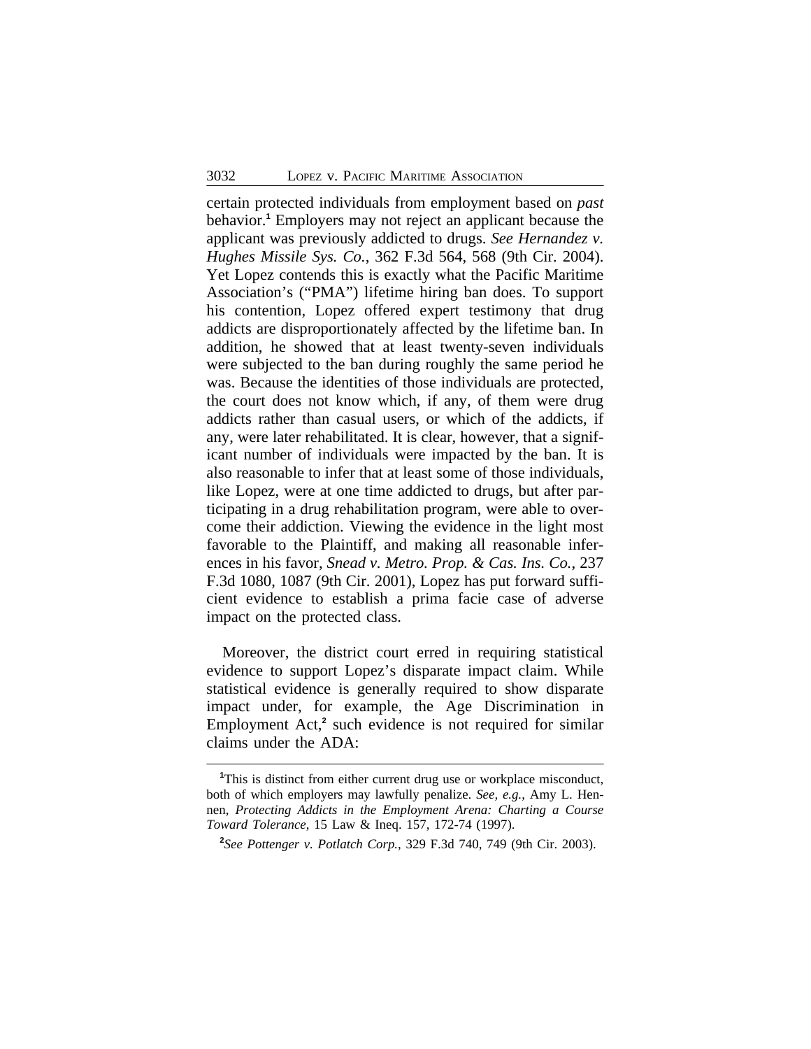certain protected individuals from employment based on *past* behavior.[1] Employers may not reject an applicant because the applicant was previously addicted to drugs. *See Hernandez v. Hughes Missile Sys. Co.*, 362 F.3d 564, 568 (9th Cir. 2004). Yet Lopez contends this is exactly what the Pacific Maritime Association's ("PMA") lifetime hiring ban does. To support his contention, Lopez offered expert testimony that drug addicts are disproportionately affected by the lifetime ban. In addition, he showed that at least twenty-seven individuals were subjected to the ban during roughly the same period he was. Because the identities of those individuals are protected, the court does not know which, if any, of them were drug addicts rather than casual users, or which of the addicts, if any, were later rehabilitated. It is clear, however, that a significant number of individuals were impacted by the ban. It is also reasonable to infer that at least some of those individuals, like Lopez, were at one time addicted to drugs, but after participating in a drug rehabilitation program, were able to overcome their addiction. Viewing the evidence in the light most favorable to the Plaintiff, and making all reasonable inferences in his favor, *Snead v. Metro. Prop. & Cas. Ins. Co.*, 237 F.3d 1080, 1087 (9th Cir. 2001), Lopez has put forward sufficient evidence to establish a prima facie case of adverse impact on the protected class.

Moreover, the district court erred in requiring statistical evidence to support Lopez's disparate impact claim. While statistical evidence is generally required to show disparate impact under, for example, the Age Discrimination in Employment Act,[2] such evidence is not required for similar claims under the ADA:

---

[1] This is distinct from either current drug use or workplace misconduct, both of which employers may lawfully penalize. *See, e.g.*, Amy L. Hennen, *Protecting Addicts in the Employment Arena: Charting a Course Toward Tolerance*, 15 Law & Ineq. 157, 172-74 (1997).

[2] *See Pottenger v. Potlatch Corp.*, 329 F.3d 740, 749 (9th Cir. 2003).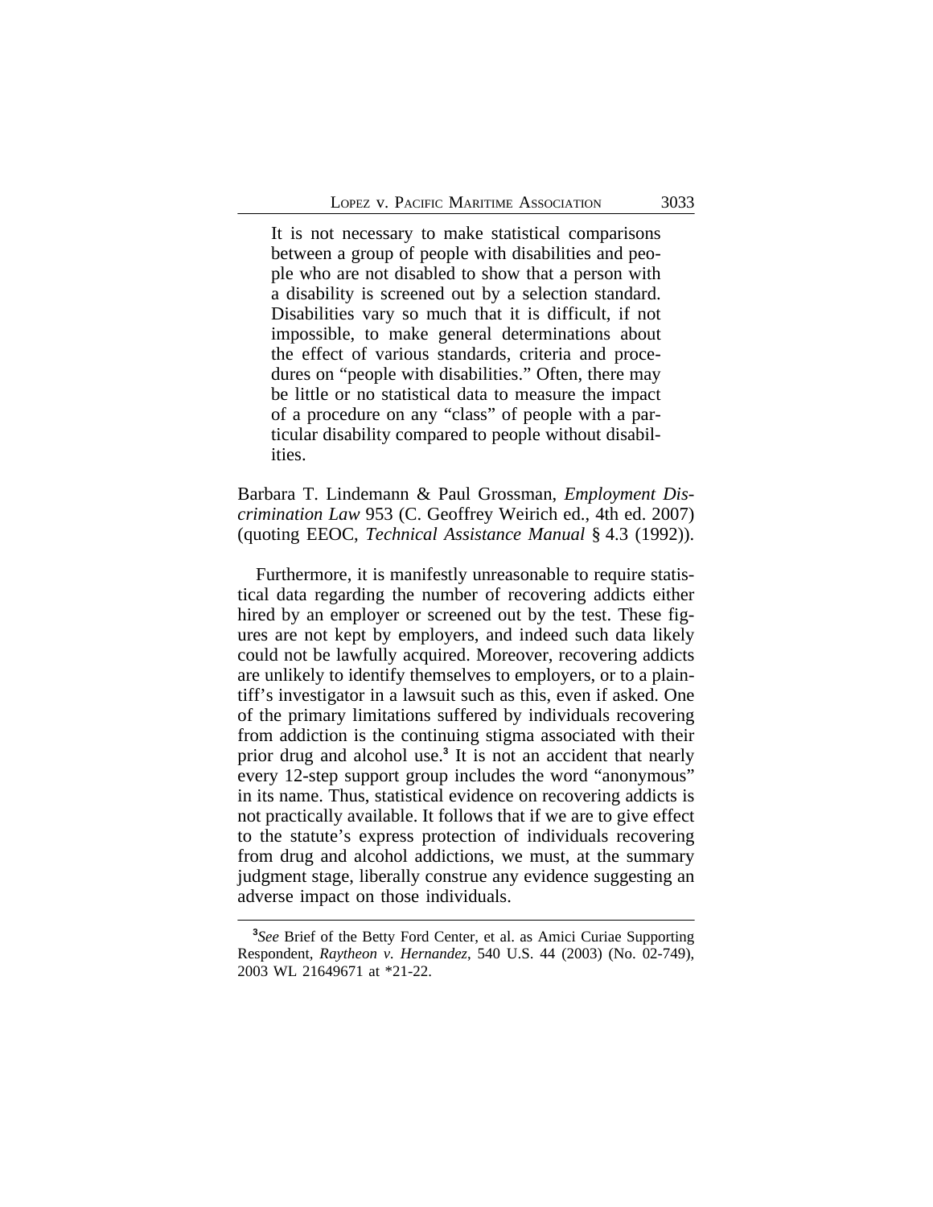> It is not necessary to make statistical comparisons between a group of people with disabilities and people who are not disabled to show that a person with a disability is screened out by a selection standard. Disabilities vary so much that it is difficult, if not impossible, to make general determinations about the effect of various standards, criteria and procedures on "people with disabilities." Often, there may be little or no statistical data to measure the impact of a procedure on any "class" of people with a particular disability compared to people without disabilities.

Barbara T. Lindemann & Paul Grossman, *Employment Discrimination Law* 953 (C. Geoffrey Weirich ed., 4th ed. 2007) (quoting EEOC, *Technical Assistance Manual* § 4.3 (1992)).

Furthermore, it is manifestly unreasonable to require statistical data regarding the number of recovering addicts either hired by an employer or screened out by the test. These figures are not kept by employers, and indeed such data likely could not be lawfully acquired. Moreover, recovering addicts are unlikely to identify themselves to employers, or to a plaintiff's investigator in a lawsuit such as this, even if asked. One of the primary limitations suffered by individuals recovering from addiction is the continuing stigma associated with their prior drug and alcohol use.[3] It is not an accident that nearly every 12-step support group includes the word "anonymous" in its name. Thus, statistical evidence on recovering addicts is not practically available. It follows that if we are to give effect to the statute's express protection of individuals recovering from drug and alcohol addictions, we must, at the summary judgment stage, liberally construe any evidence suggesting an adverse impact on those individuals.

---

[3]*See* Brief of the Betty Ford Center, et al. as Amici Curiae Supporting Respondent, *Raytheon v. Hernandez*, 540 U.S. 44 (2003) (No. 02-749), 2003 WL 21649671 at *21-22.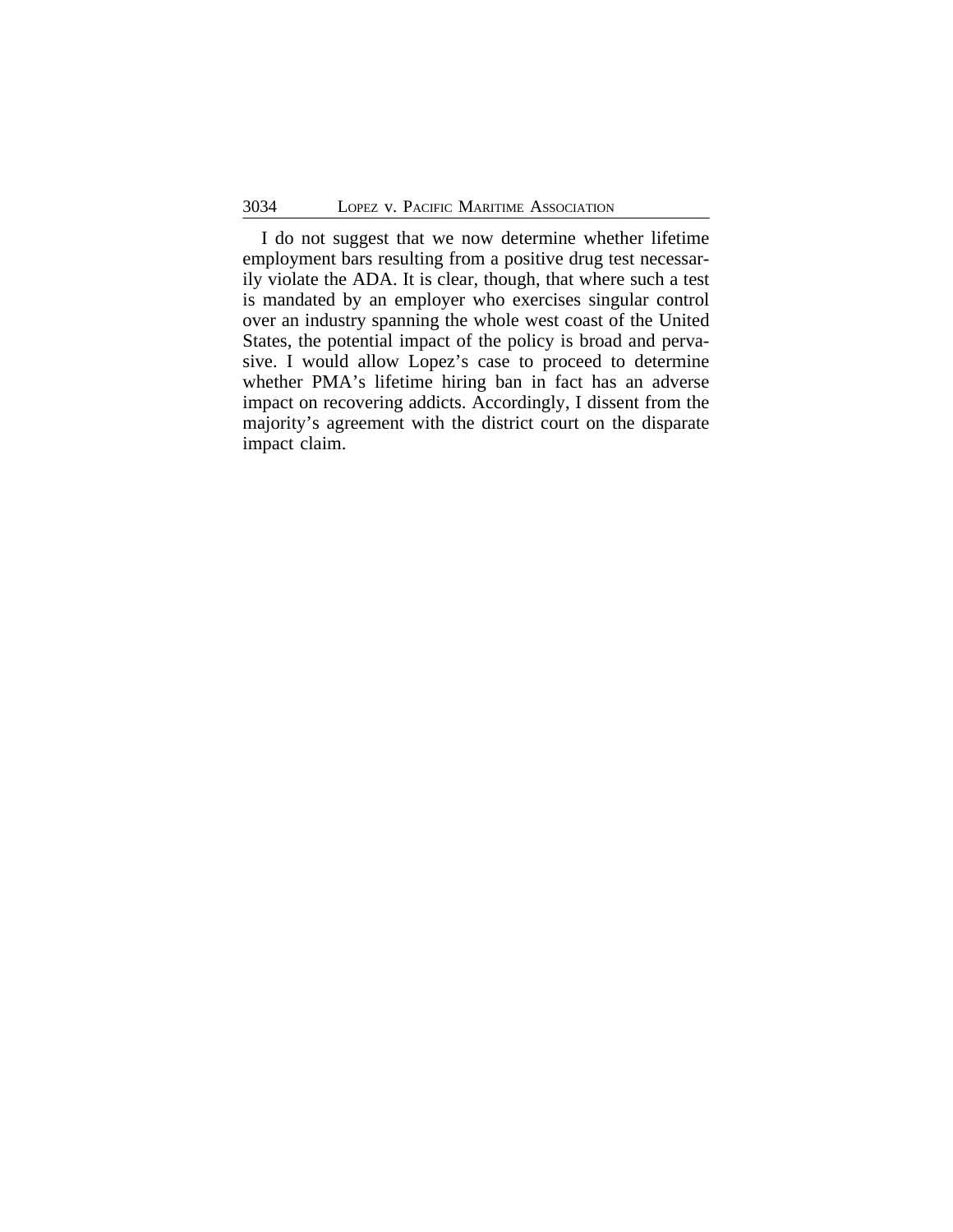I do not suggest that we now determine whether lifetime employment bars resulting from a positive drug test necessarily violate the ADA. It is clear, though, that where such a test is mandated by an employer who exercises singular control over an industry spanning the whole west coast of the United States, the potential impact of the policy is broad and pervasive. I would allow Lopez's case to proceed to determine whether PMA's lifetime hiring ban in fact has an adverse impact on recovering addicts. Accordingly, I dissent from the majority's agreement with the district court on the disparate impact claim.